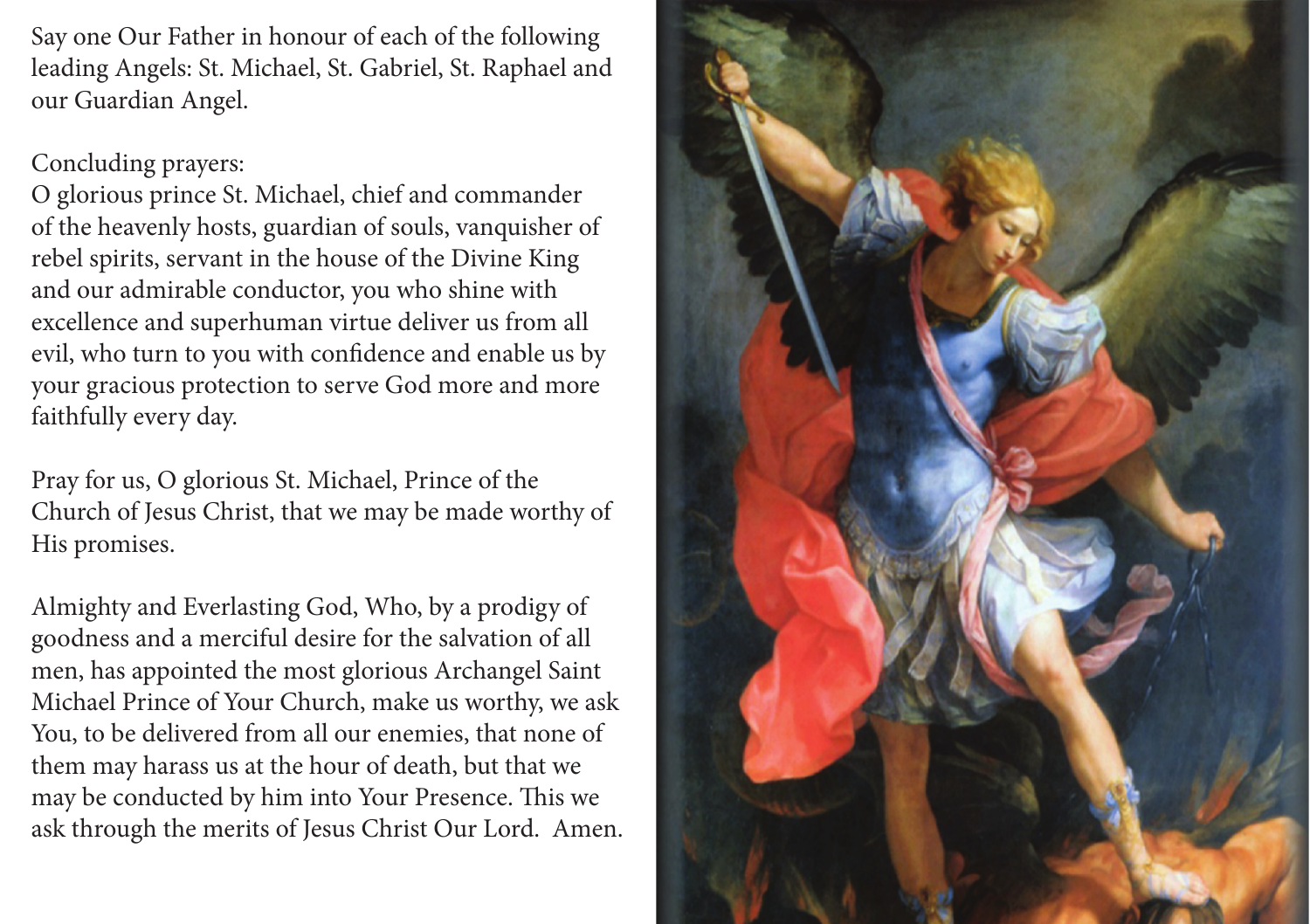Say one Our Father in honour of each of the following leading Angels: St. Michael, St. Gabriel, St. Raphael and our Guardian Angel.

Concluding prayers:
O glorious prince St. Michael, chief and commander of the heavenly hosts, guardian of souls, vanquisher of rebel spirits, servant in the house of the Divine King and our admirable conductor, you who shine with excellence and superhuman virtue deliver us from all evil, who turn to you with confidence and enable us by your gracious protection to serve God more and more faithfully every day.

Pray for us, O glorious St. Michael, Prince of the Church of Jesus Christ, that we may be made worthy of His promises.

Almighty and Everlasting God, Who, by a prodigy of goodness and a merciful desire for the salvation of all men, has appointed the most glorious Archangel Saint Michael Prince of Your Church, make us worthy, we ask You, to be delivered from all our enemies, that none of them may harass us at the hour of death, but that we may be conducted by him into Your Presence. This we ask through the merits of Jesus Christ Our Lord. Amen.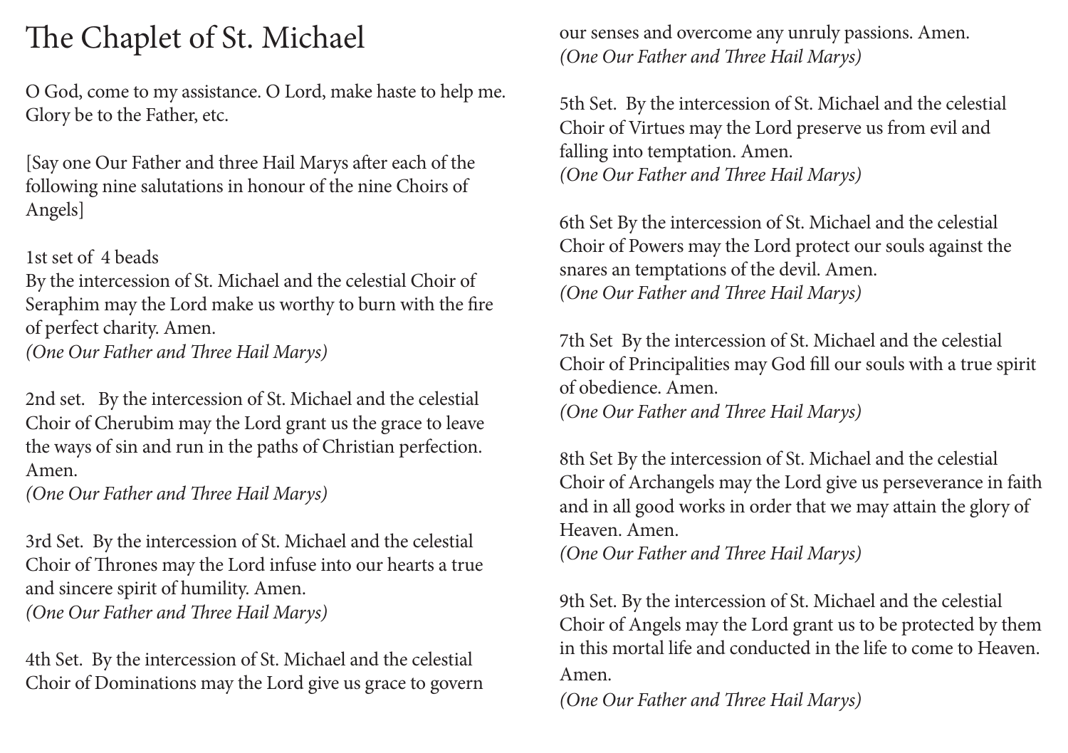# The Chaplet of St. Michael

O God, come to my assistance. O Lord, make haste to help me. Glory be to the Father, etc.

[Say one Our Father and three Hail Marys after each of the following nine salutations in honour of the nine Choirs of Angels]

1st set of 4 beads
By the intercession of St. Michael and the celestial Choir of Seraphim may the Lord make us worthy to burn with the fire of perfect charity. Amen.
*(One Our Father and Three Hail Marys)*

2nd set. By the intercession of St. Michael and the celestial Choir of Cherubim may the Lord grant us the grace to leave the ways of sin and run in the paths of Christian perfection. Amen.
*(One Our Father and Three Hail Marys)*

3rd Set. By the intercession of St. Michael and the celestial Choir of Thrones may the Lord infuse into our hearts a true and sincere spirit of humility. Amen.
*(One Our Father and Three Hail Marys)*

4th Set. By the intercession of St. Michael and the celestial Choir of Dominations may the Lord give us grace to govern our senses and overcome any unruly passions. Amen.
*(One Our Father and Three Hail Marys)*

5th Set. By the intercession of St. Michael and the celestial Choir of Virtues may the Lord preserve us from evil and falling into temptation. Amen.
*(One Our Father and Three Hail Marys)*

6th Set By the intercession of St. Michael and the celestial Choir of Powers may the Lord protect our souls against the snares an temptations of the devil. Amen.
*(One Our Father and Three Hail Marys)*

7th Set By the intercession of St. Michael and the celestial Choir of Principalities may God fill our souls with a true spirit of obedience. Amen.
*(One Our Father and Three Hail Marys)*

8th Set By the intercession of St. Michael and the celestial Choir of Archangels may the Lord give us perseverance in faith and in all good works in order that we may attain the glory of Heaven. Amen.
*(One Our Father and Three Hail Marys)*

9th Set. By the intercession of St. Michael and the celestial Choir of Angels may the Lord grant us to be protected by them in this mortal life and conducted in the life to come to Heaven. Amen.
*(One Our Father and Three Hail Marys)*